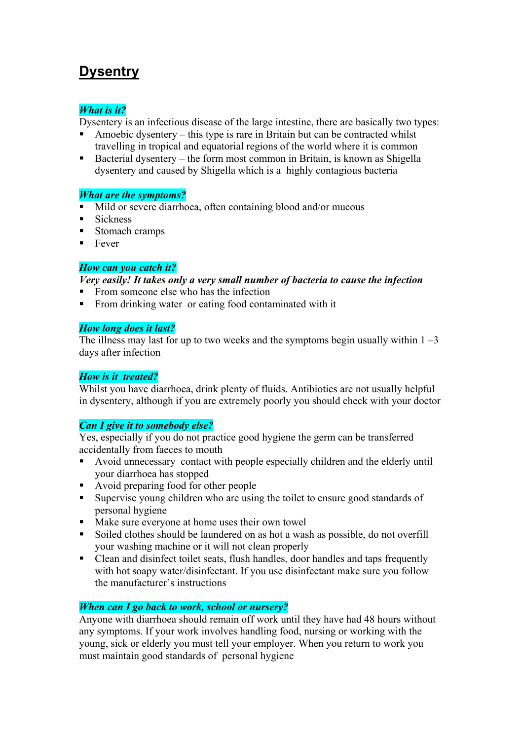# Dysentry

## *What is it?*

Dysentery is an infectious disease of the large intestine, there are basically two types:

- Amoebic dysentery – this type is rare in Britain but can be contracted whilst travelling in tropical and equatorial regions of the world where it is common
- Bacterial dysentery – the form most common in Britain, is known as Shigella dysentery and caused by Shigella which is a highly contagious bacteria

## *What are the symptoms?*

- Mild or severe diarrhoea, often containing blood and/or mucous
- Sickness
- Stomach cramps
- Fever

## *How can you catch it?*

***Very easily! It takes only a very small number of bacteria to cause the infection***

- From someone else who has the infection
- From drinking water or eating food contaminated with it

## *How long does it last?*

The illness may last for up to two weeks and the symptoms begin usually within 1 –3 days after infection

## *How is it treated?*

Whilst you have diarrhoea, drink plenty of fluids. Antibiotics are not usually helpful in dysentery, although if you are extremely poorly you should check with your doctor

## *Can I give it to somebody else?*

Yes, especially if you do not practice good hygiene the germ can be transferred accidentally from faeces to mouth

- Avoid unnecessary contact with people especially children and the elderly until your diarrhoea has stopped
- Avoid preparing food for other people
- Supervise young children who are using the toilet to ensure good standards of personal hygiene
- Make sure everyone at home uses their own towel
- Soiled clothes should be laundered on as hot a wash as possible, do not overfill your washing machine or it will not clean properly
- Clean and disinfect toilet seats, flush handles, door handles and taps frequently with hot soapy water/disinfectant. If you use disinfectant make sure you follow the manufacturer's instructions

## *When can I go back to work, school or nursery?*

Anyone with diarrhoea should remain off work until they have had 48 hours without any symptoms. If your work involves handling food, nursing or working with the young, sick or elderly you must tell your employer. When you return to work you must maintain good standards of personal hygiene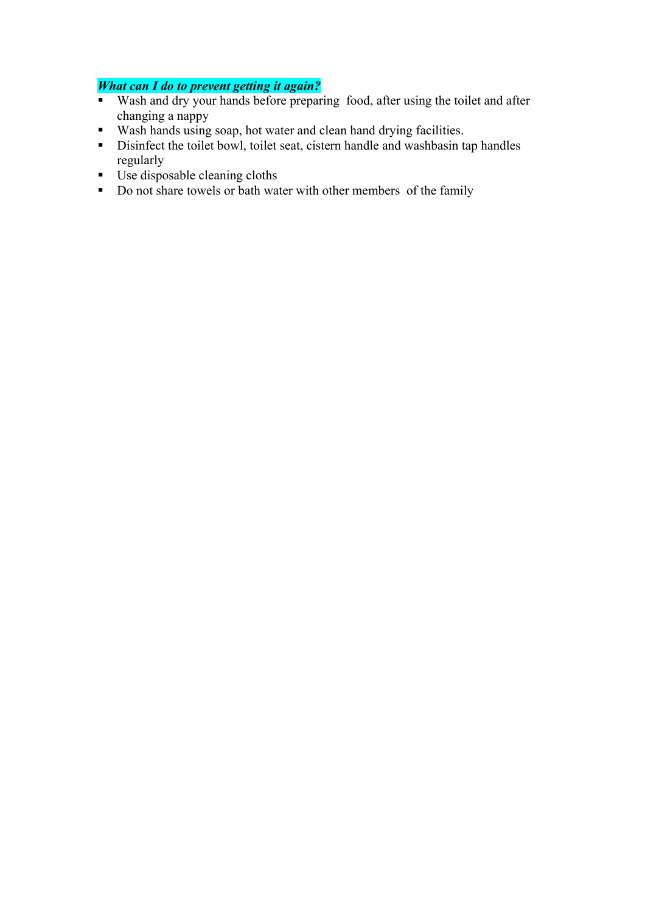***What can I do to prevent getting it again?***

- Wash and dry your hands before preparing food, after using the toilet and after changing a nappy
- Wash hands using soap, hot water and clean hand drying facilities.
- Disinfect the toilet bowl, toilet seat, cistern handle and washbasin tap handles regularly
- Use disposable cleaning cloths
- Do not share towels or bath water with other members of the family